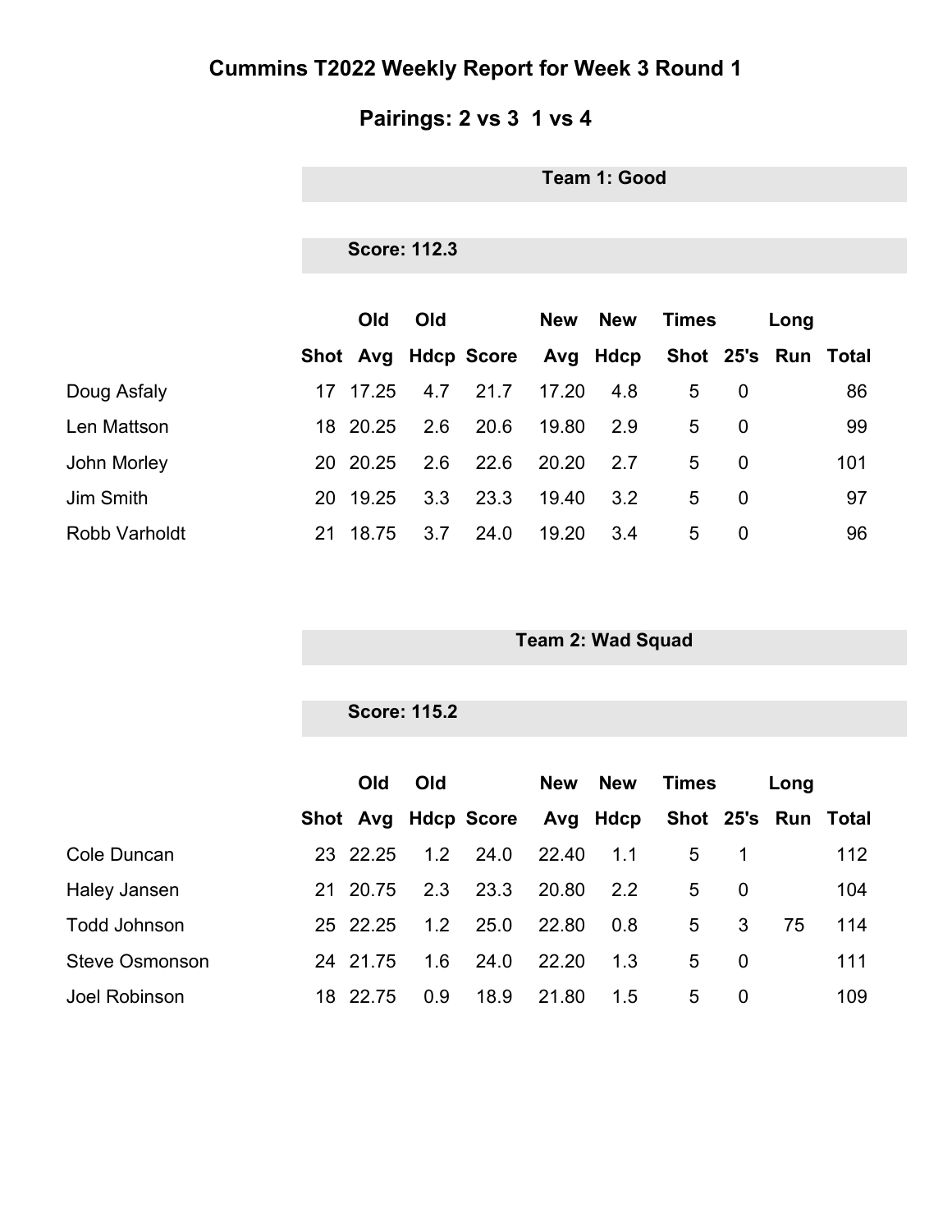# Cummins T2022 Weekly Report for Week 3 Round 1

## Pairings: 2 vs 3  1 vs 4

### Team 1: Good

**Score: 112.3**

| | Shot | Old Avg | Old Hdcp | Score | New Avg | New Hdcp | Times Shot | 25's | Long Run | Total |
|---|---|---|---|---|---|---|---|---|---|---|
| Doug Asfaly | 17 | 17.25 | 4.7 | 21.7 | 17.20 | 4.8 | 5 | 0 | | 86 |
| Len Mattson | 18 | 20.25 | 2.6 | 20.6 | 19.80 | 2.9 | 5 | 0 | | 99 |
| John Morley | 20 | 20.25 | 2.6 | 22.6 | 20.20 | 2.7 | 5 | 0 | | 101 |
| Jim Smith | 20 | 19.25 | 3.3 | 23.3 | 19.40 | 3.2 | 5 | 0 | | 97 |
| Robb Varholdt | 21 | 18.75 | 3.7 | 24.0 | 19.20 | 3.4 | 5 | 0 | | 96 |

### Team 2: Wad Squad

**Score: 115.2**

| | Shot | Old Avg | Old Hdcp | Score | New Avg | New Hdcp | Times Shot | 25's | Long Run | Total |
|---|---|---|---|---|---|---|---|---|---|---|
| Cole Duncan | 23 | 22.25 | 1.2 | 24.0 | 22.40 | 1.1 | 5 | 1 | | 112 |
| Haley Jansen | 21 | 20.75 | 2.3 | 23.3 | 20.80 | 2.2 | 5 | 0 | | 104 |
| Todd Johnson | 25 | 22.25 | 1.2 | 25.0 | 22.80 | 0.8 | 5 | 3 | 75 | 114 |
| Steve Osmonson | 24 | 21.75 | 1.6 | 24.0 | 22.20 | 1.3 | 5 | 0 | | 111 |
| Joel Robinson | 18 | 22.75 | 0.9 | 18.9 | 21.80 | 1.5 | 5 | 0 | | 109 |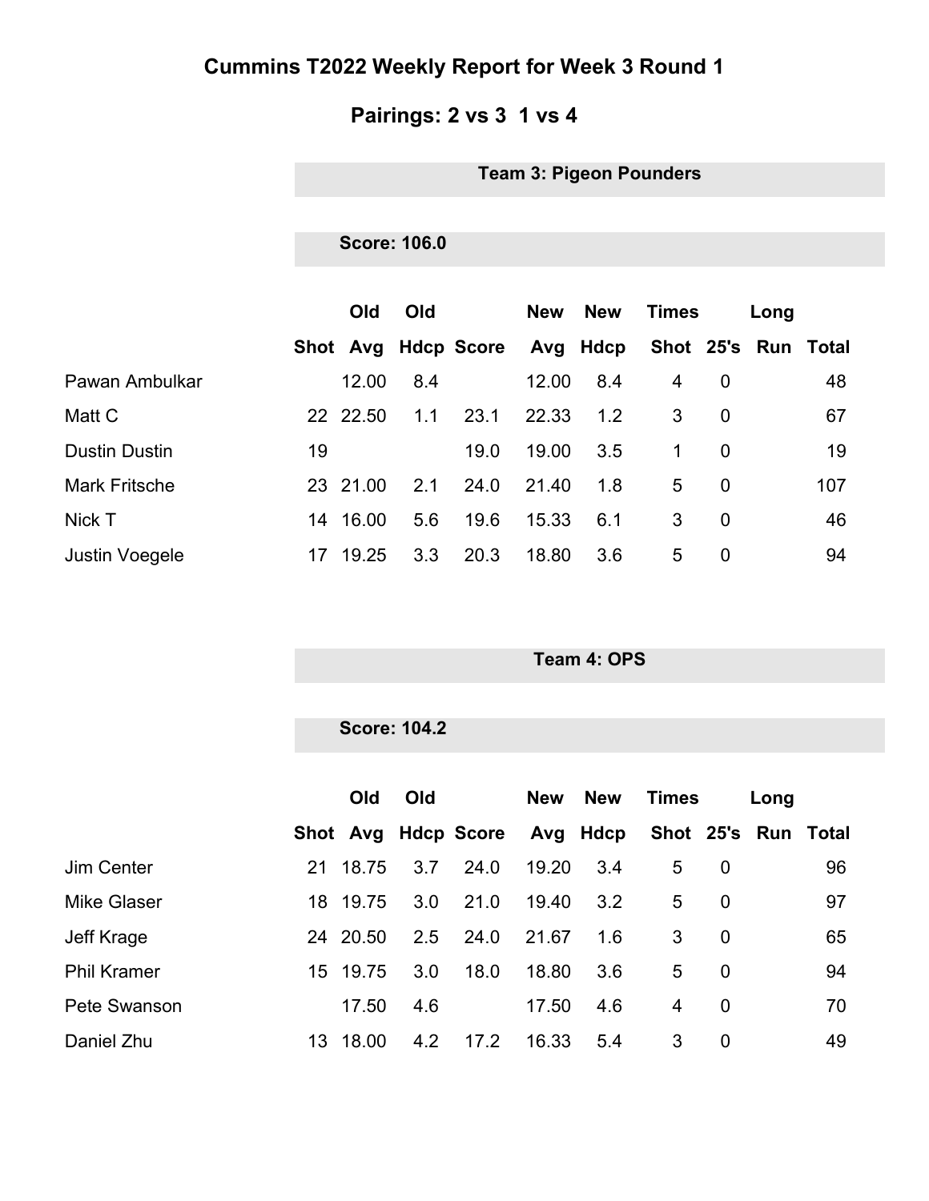# Cummins T2022 Weekly Report for Week 3 Round 1

## Pairings: 2 vs 3  1 vs 4

### Team 3: Pigeon Pounders

**Score: 106.0**

| | Shot | Old Avg | Old Hdcp | Score | New Avg | New Hdcp | Times Shot | 25's | Long Run | Total |
|---|---|---|---|---|---|---|---|---|---|---|
| Pawan Ambulkar | | 12.00 | 8.4 | | 12.00 | 8.4 | 4 | 0 | | 48 |
| Matt C | 22 | 22.50 | 1.1 | 23.1 | 22.33 | 1.2 | 3 | 0 | | 67 |
| Dustin Dustin | 19 | | | 19.0 | 19.00 | 3.5 | 1 | 0 | | 19 |
| Mark Fritsche | 23 | 21.00 | 2.1 | 24.0 | 21.40 | 1.8 | 5 | 0 | | 107 |
| Nick T | 14 | 16.00 | 5.6 | 19.6 | 15.33 | 6.1 | 3 | 0 | | 46 |
| Justin Voegele | 17 | 19.25 | 3.3 | 20.3 | 18.80 | 3.6 | 5 | 0 | | 94 |

### Team 4: OPS

**Score: 104.2**

| | Shot | Old Avg | Old Hdcp | Score | New Avg | New Hdcp | Times Shot | 25's | Long Run | Total |
|---|---|---|---|---|---|---|---|---|---|---|
| Jim Center | 21 | 18.75 | 3.7 | 24.0 | 19.20 | 3.4 | 5 | 0 | | 96 |
| Mike Glaser | 18 | 19.75 | 3.0 | 21.0 | 19.40 | 3.2 | 5 | 0 | | 97 |
| Jeff Krage | 24 | 20.50 | 2.5 | 24.0 | 21.67 | 1.6 | 3 | 0 | | 65 |
| Phil Kramer | 15 | 19.75 | 3.0 | 18.0 | 18.80 | 3.6 | 5 | 0 | | 94 |
| Pete Swanson | | 17.50 | 4.6 | | 17.50 | 4.6 | 4 | 0 | | 70 |
| Daniel Zhu | 13 | 18.00 | 4.2 | 17.2 | 16.33 | 5.4 | 3 | 0 | | 49 |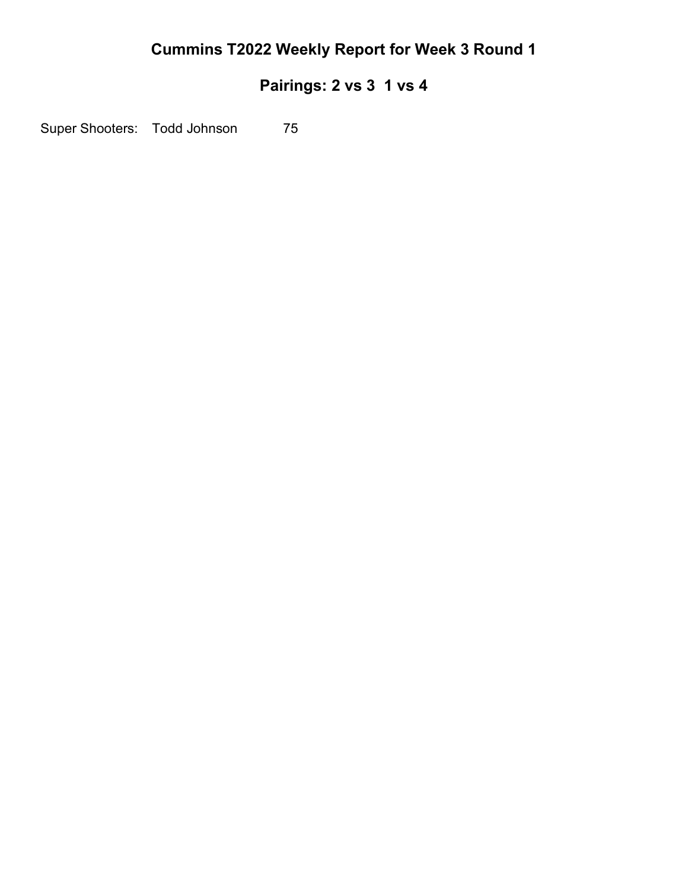# Cummins T2022 Weekly Report for Week 3 Round 1

## Pairings: 2 vs 3  1 vs 4

Super Shooters: Todd Johnson 75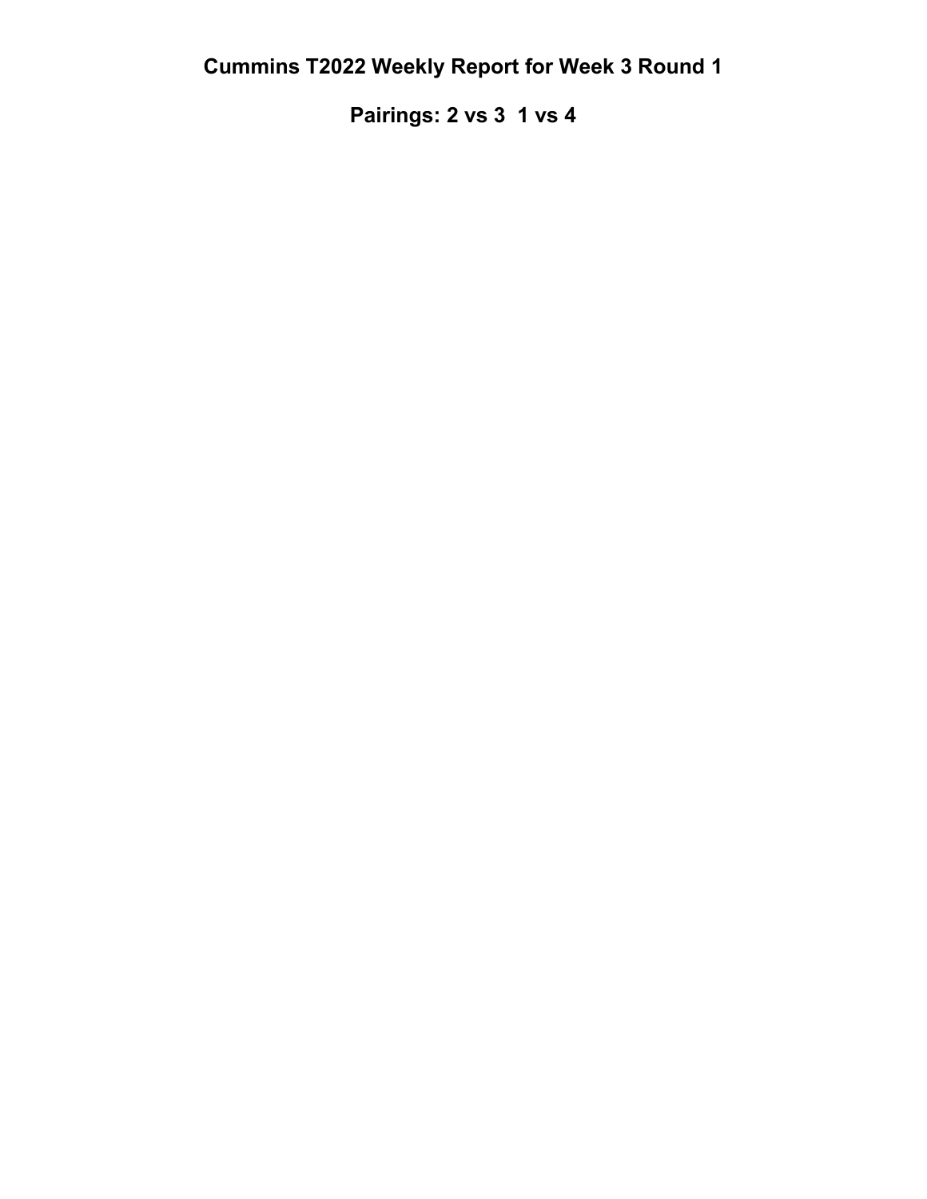# Cummins T2022 Weekly Report for Week 3 Round 1

## Pairings: 2 vs 3  1 vs 4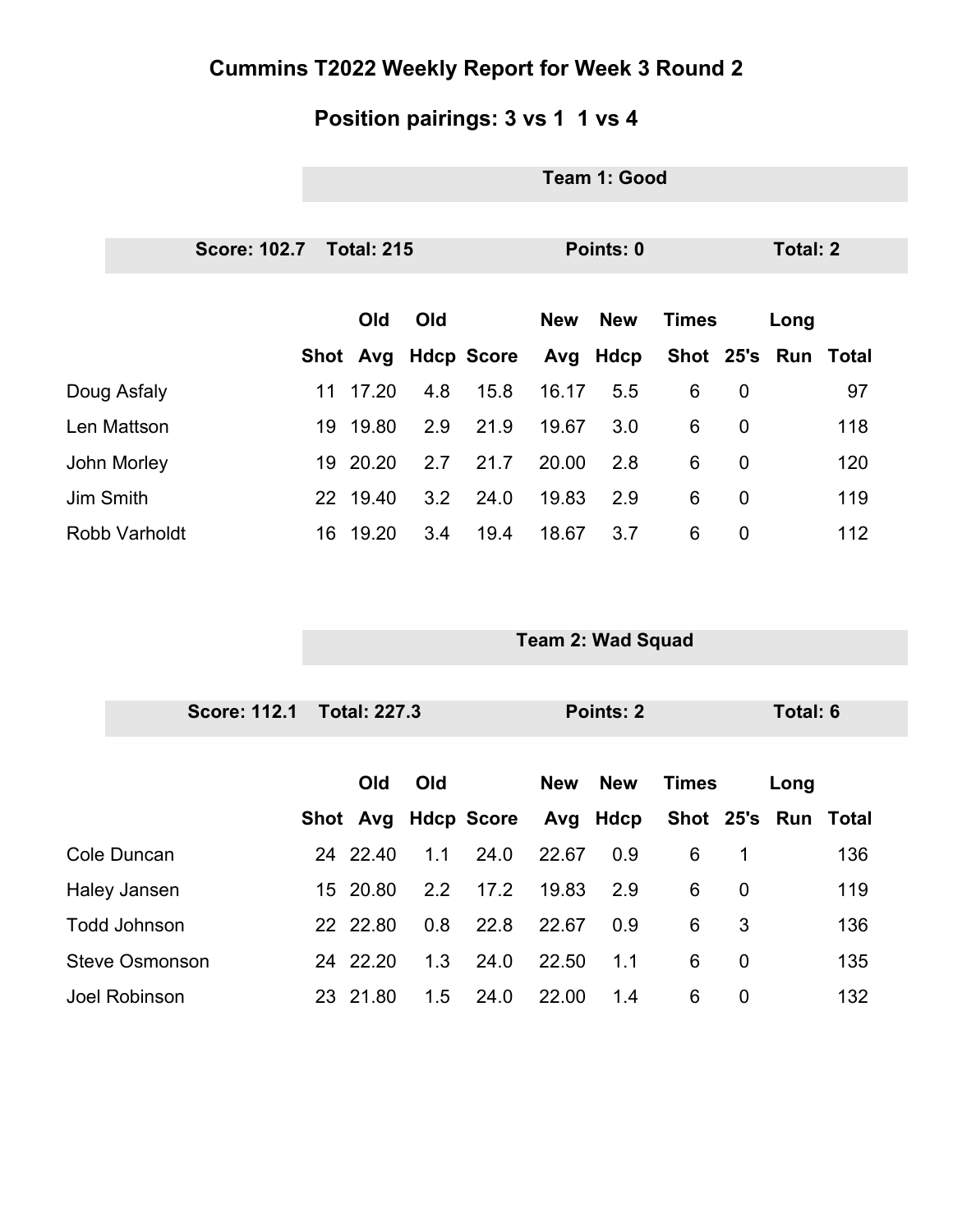# Cummins T2022 Weekly Report for Week 3 Round 2

## Position pairings: 3 vs 1  1 vs 4

### Team 1: Good

**Score: 102.7  Total: 215  Points: 0  Total: 2**

| | Shot | Old Avg | Old Hdcp | Score | New Avg | New Hdcp | Times Shot | 25's | Long Run | Total |
|---|---|---|---|---|---|---|---|---|---|---|
| Doug Asfaly | 11 | 17.20 | 4.8 | 15.8 | 16.17 | 5.5 | 6 | 0 | | 97 |
| Len Mattson | 19 | 19.80 | 2.9 | 21.9 | 19.67 | 3.0 | 6 | 0 | | 118 |
| John Morley | 19 | 20.20 | 2.7 | 21.7 | 20.00 | 2.8 | 6 | 0 | | 120 |
| Jim Smith | 22 | 19.40 | 3.2 | 24.0 | 19.83 | 2.9 | 6 | 0 | | 119 |
| Robb Varholdt | 16 | 19.20 | 3.4 | 19.4 | 18.67 | 3.7 | 6 | 0 | | 112 |

### Team 2: Wad Squad

**Score: 112.1  Total: 227.3  Points: 2  Total: 6**

| | Shot | Old Avg | Old Hdcp | Score | New Avg | New Hdcp | Times Shot | 25's | Long Run | Total |
|---|---|---|---|---|---|---|---|---|---|---|
| Cole Duncan | 24 | 22.40 | 1.1 | 24.0 | 22.67 | 0.9 | 6 | 1 | | 136 |
| Haley Jansen | 15 | 20.80 | 2.2 | 17.2 | 19.83 | 2.9 | 6 | 0 | | 119 |
| Todd Johnson | 22 | 22.80 | 0.8 | 22.8 | 22.67 | 0.9 | 6 | 3 | | 136 |
| Steve Osmonson | 24 | 22.20 | 1.3 | 24.0 | 22.50 | 1.1 | 6 | 0 | | 135 |
| Joel Robinson | 23 | 21.80 | 1.5 | 24.0 | 22.00 | 1.4 | 6 | 0 | | 132 |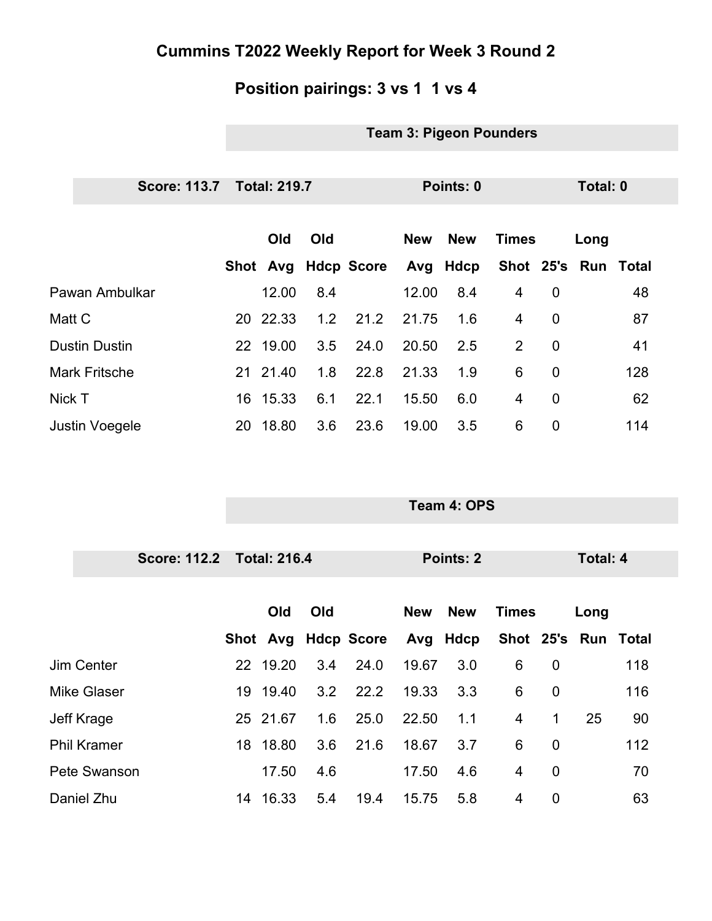# Cummins T2022 Weekly Report for Week 3 Round 2

## Position pairings: 3 vs 1  1 vs 4

### Team 3: Pigeon Pounders

**Score: 113.7  Total: 219.7  Points: 0  Total: 0**

| | Shot | Old Avg | Old Hdcp | Score | New Avg | New Hdcp | Times Shot | 25's | Long Run | Total |
|---|---|---|---|---|---|---|---|---|---|---|
| Pawan Ambulkar | | 12.00 | 8.4 | | 12.00 | 8.4 | 4 | 0 | | 48 |
| Matt C | 20 | 22.33 | 1.2 | 21.2 | 21.75 | 1.6 | 4 | 0 | | 87 |
| Dustin Dustin | 22 | 19.00 | 3.5 | 24.0 | 20.50 | 2.5 | 2 | 0 | | 41 |
| Mark Fritsche | 21 | 21.40 | 1.8 | 22.8 | 21.33 | 1.9 | 6 | 0 | | 128 |
| Nick T | 16 | 15.33 | 6.1 | 22.1 | 15.50 | 6.0 | 4 | 0 | | 62 |
| Justin Voegele | 20 | 18.80 | 3.6 | 23.6 | 19.00 | 3.5 | 6 | 0 | | 114 |

### Team 4: OPS

**Score: 112.2  Total: 216.4  Points: 2  Total: 4**

| | Shot | Old Avg | Old Hdcp | Score | New Avg | New Hdcp | Times Shot | 25's | Long Run | Total |
|---|---|---|---|---|---|---|---|---|---|---|
| Jim Center | 22 | 19.20 | 3.4 | 24.0 | 19.67 | 3.0 | 6 | 0 | | 118 |
| Mike Glaser | 19 | 19.40 | 3.2 | 22.2 | 19.33 | 3.3 | 6 | 0 | | 116 |
| Jeff Krage | 25 | 21.67 | 1.6 | 25.0 | 22.50 | 1.1 | 4 | 1 | 25 | 90 |
| Phil Kramer | 18 | 18.80 | 3.6 | 21.6 | 18.67 | 3.7 | 6 | 0 | | 112 |
| Pete Swanson | | 17.50 | 4.6 | | 17.50 | 4.6 | 4 | 0 | | 70 |
| Daniel Zhu | 14 | 16.33 | 5.4 | 19.4 | 15.75 | 5.8 | 4 | 0 | | 63 |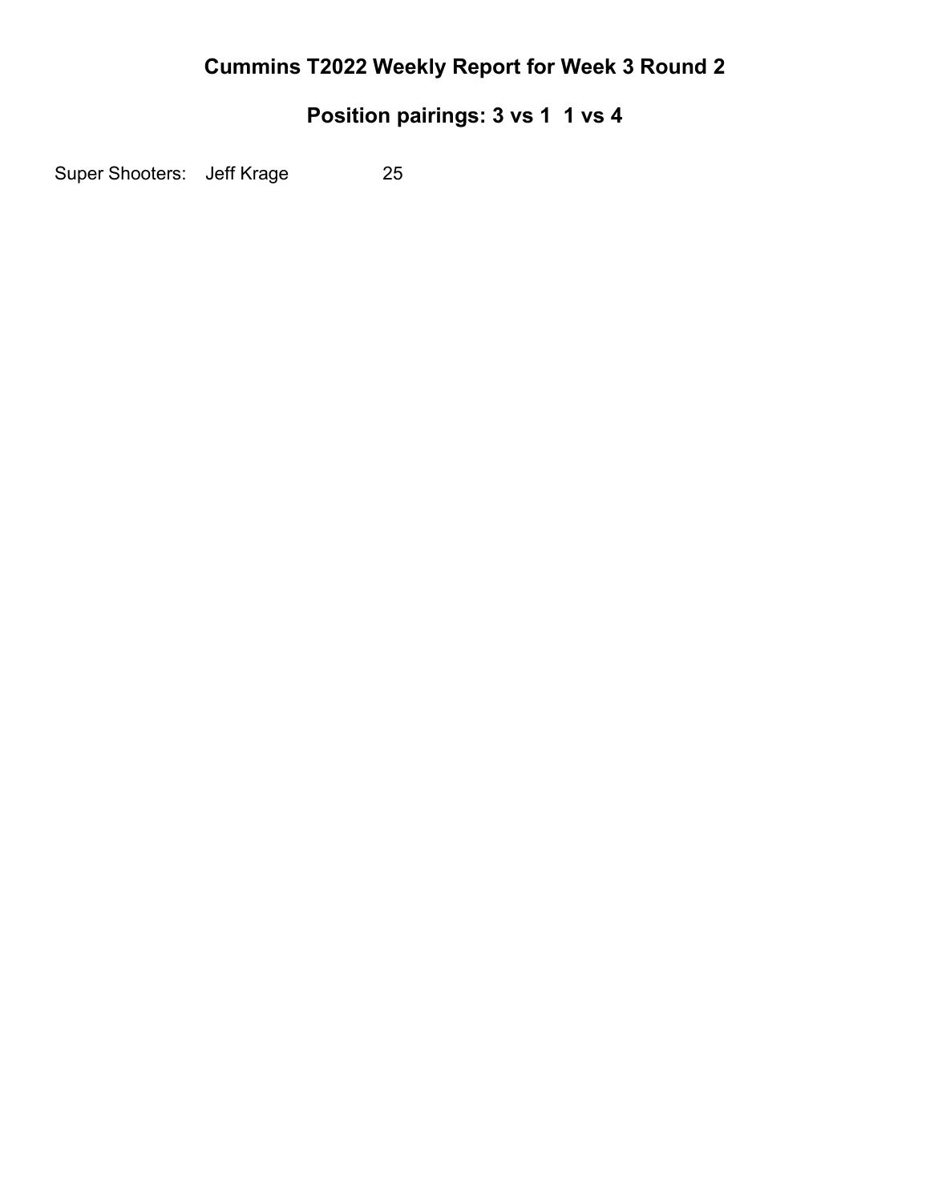# Cummins T2022 Weekly Report for Week 3 Round 2

## Position pairings: 3 vs 1  1 vs 4

Super Shooters:  Jeff Krage  25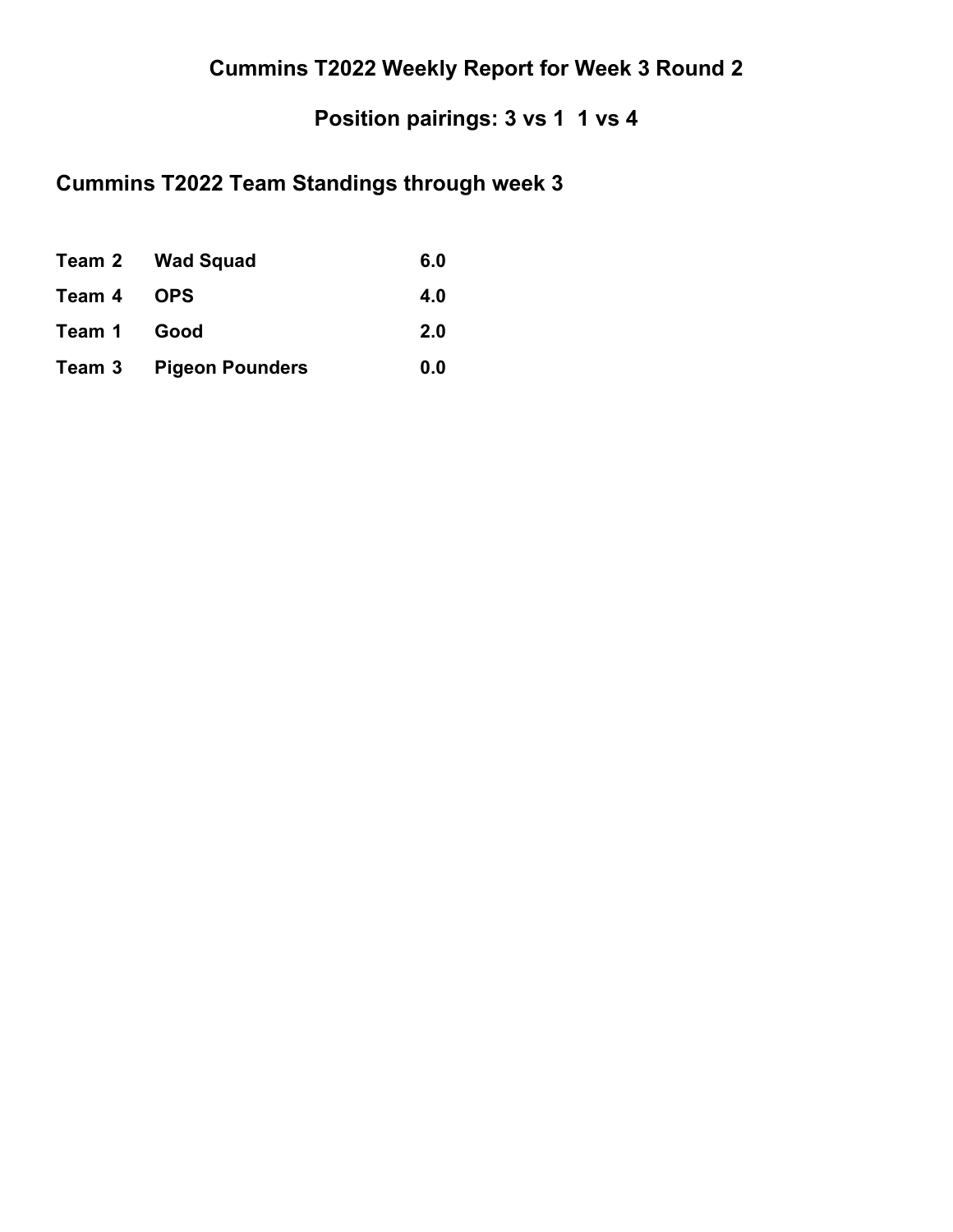# Cummins T2022 Weekly Report for Week 3 Round 2

## Position pairings: 3 vs 1  1 vs 4

## Cummins T2022 Team Standings through week 3

| | | |
|---|---|---|
| **Team 2** | **Wad Squad** | **6.0** |
| **Team 4** | **OPS** | **4.0** |
| **Team 1** | **Good** | **2.0** |
| **Team 3** | **Pigeon Pounders** | **0.0** |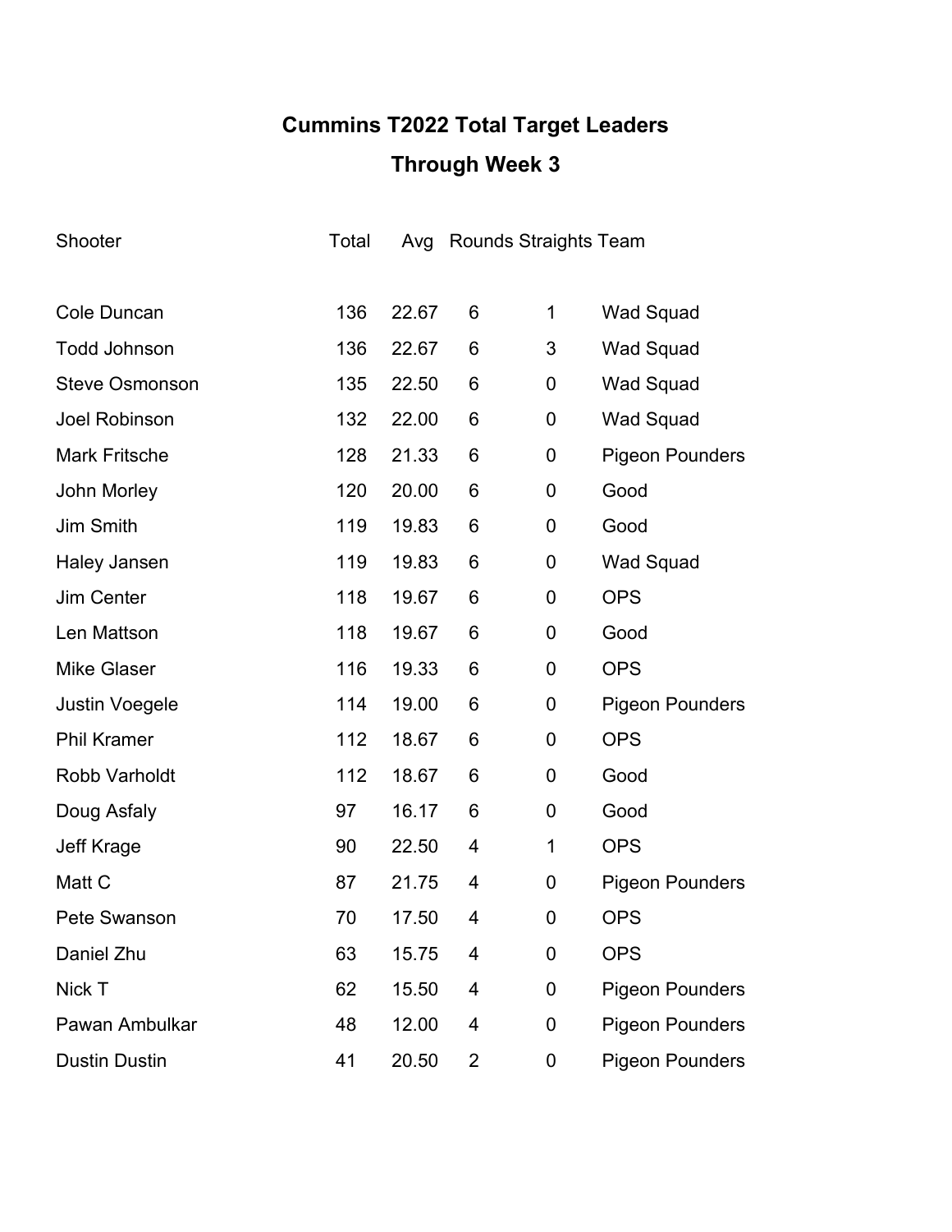# Cummins T2022 Total Target Leaders

## Through Week 3

| Shooter | Total | Avg | Rounds | Straights | Team |
|---|---|---|---|---|---|
| Cole Duncan | 136 | 22.67 | 6 | 1 | Wad Squad |
| Todd Johnson | 136 | 22.67 | 6 | 3 | Wad Squad |
| Steve Osmonson | 135 | 22.50 | 6 | 0 | Wad Squad |
| Joel Robinson | 132 | 22.00 | 6 | 0 | Wad Squad |
| Mark Fritsche | 128 | 21.33 | 6 | 0 | Pigeon Pounders |
| John Morley | 120 | 20.00 | 6 | 0 | Good |
| Jim Smith | 119 | 19.83 | 6 | 0 | Good |
| Haley Jansen | 119 | 19.83 | 6 | 0 | Wad Squad |
| Jim Center | 118 | 19.67 | 6 | 0 | OPS |
| Len Mattson | 118 | 19.67 | 6 | 0 | Good |
| Mike Glaser | 116 | 19.33 | 6 | 0 | OPS |
| Justin Voegele | 114 | 19.00 | 6 | 0 | Pigeon Pounders |
| Phil Kramer | 112 | 18.67 | 6 | 0 | OPS |
| Robb Varholdt | 112 | 18.67 | 6 | 0 | Good |
| Doug Asfaly | 97 | 16.17 | 6 | 0 | Good |
| Jeff Krage | 90 | 22.50 | 4 | 1 | OPS |
| Matt C | 87 | 21.75 | 4 | 0 | Pigeon Pounders |
| Pete Swanson | 70 | 17.50 | 4 | 0 | OPS |
| Daniel Zhu | 63 | 15.75 | 4 | 0 | OPS |
| Nick T | 62 | 15.50 | 4 | 0 | Pigeon Pounders |
| Pawan Ambulkar | 48 | 12.00 | 4 | 0 | Pigeon Pounders |
| Dustin Dustin | 41 | 20.50 | 2 | 0 | Pigeon Pounders |